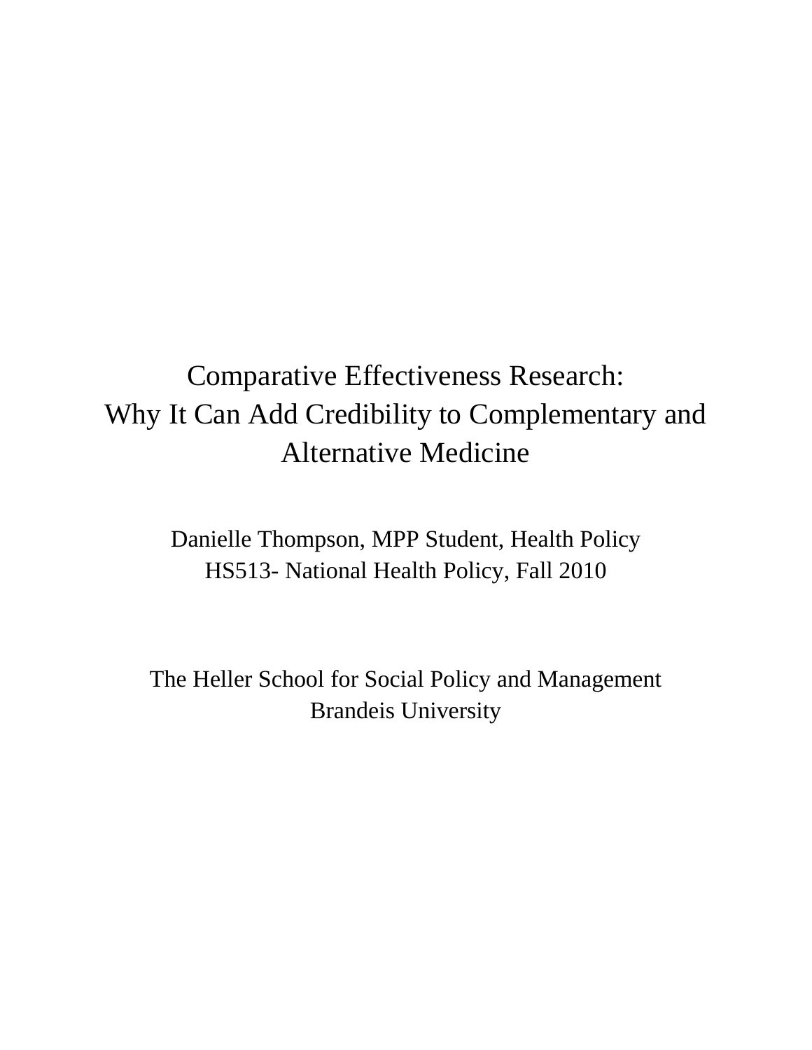# Comparative Effectiveness Research: Why It Can Add Credibility to Complementary and Alternative Medicine

Danielle Thompson, MPP Student, Health Policy
HS513- National Health Policy, Fall 2010

The Heller School for Social Policy and Management
Brandeis University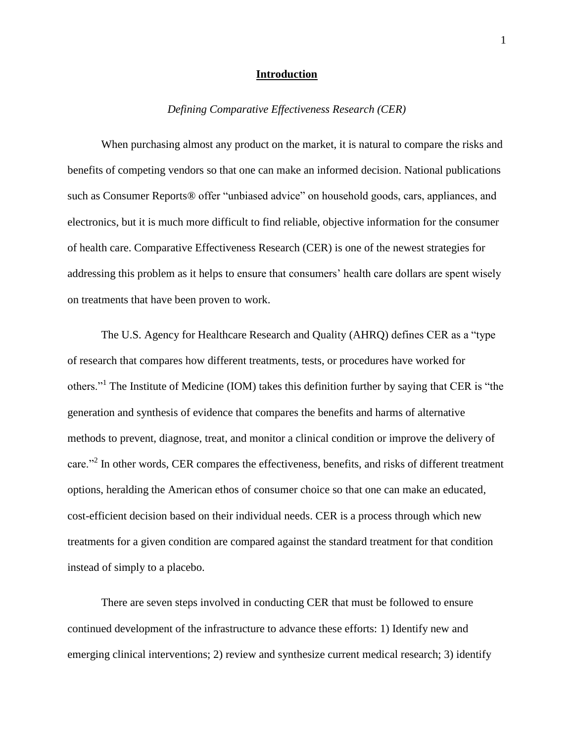## Introduction

*Defining Comparative Effectiveness Research (CER)*

When purchasing almost any product on the market, it is natural to compare the risks and benefits of competing vendors so that one can make an informed decision. National publications such as Consumer Reports® offer "unbiased advice" on household goods, cars, appliances, and electronics, but it is much more difficult to find reliable, objective information for the consumer of health care. Comparative Effectiveness Research (CER) is one of the newest strategies for addressing this problem as it helps to ensure that consumers' health care dollars are spent wisely on treatments that have been proven to work.

The U.S. Agency for Healthcare Research and Quality (AHRQ) defines CER as a "type of research that compares how different treatments, tests, or procedures have worked for others."[1] The Institute of Medicine (IOM) takes this definition further by saying that CER is "the generation and synthesis of evidence that compares the benefits and harms of alternative methods to prevent, diagnose, treat, and monitor a clinical condition or improve the delivery of care."[2] In other words, CER compares the effectiveness, benefits, and risks of different treatment options, heralding the American ethos of consumer choice so that one can make an educated, cost-efficient decision based on their individual needs. CER is a process through which new treatments for a given condition are compared against the standard treatment for that condition instead of simply to a placebo.

There are seven steps involved in conducting CER that must be followed to ensure continued development of the infrastructure to advance these efforts: 1) Identify new and emerging clinical interventions; 2) review and synthesize current medical research; 3) identify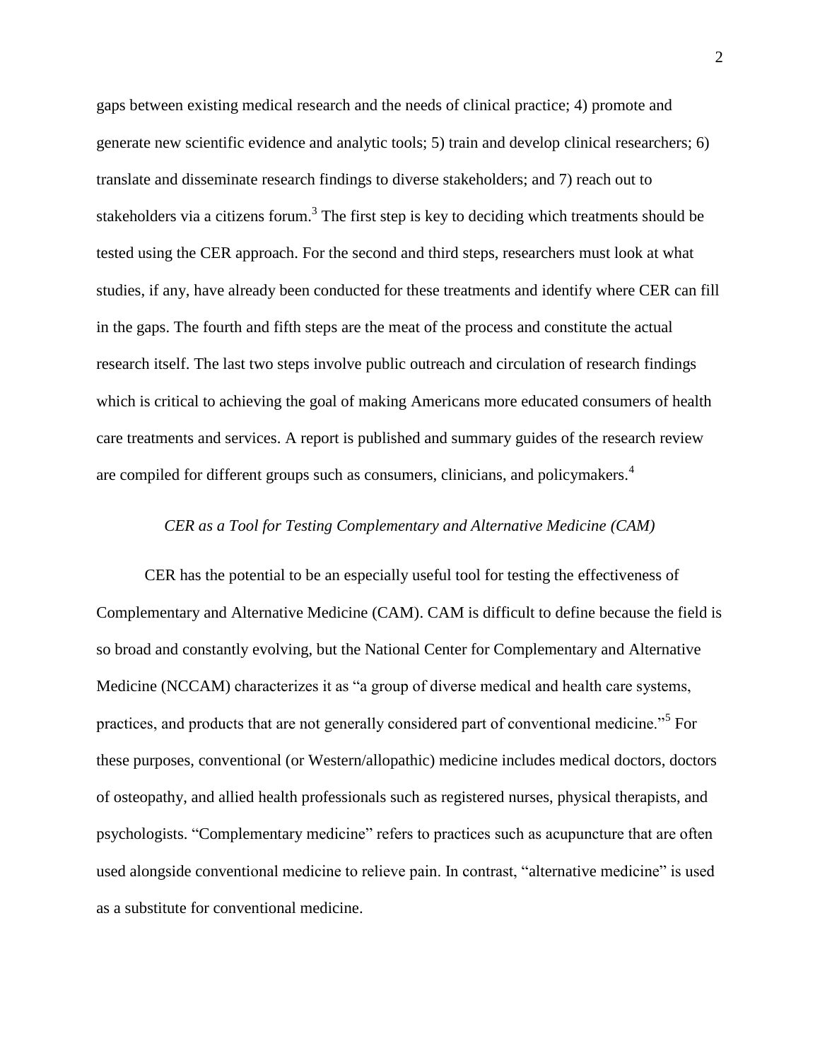gaps between existing medical research and the needs of clinical practice; 4) promote and generate new scientific evidence and analytic tools; 5) train and develop clinical researchers; 6) translate and disseminate research findings to diverse stakeholders; and 7) reach out to stakeholders via a citizens forum.[3] The first step is key to deciding which treatments should be tested using the CER approach. For the second and third steps, researchers must look at what studies, if any, have already been conducted for these treatments and identify where CER can fill in the gaps. The fourth and fifth steps are the meat of the process and constitute the actual research itself. The last two steps involve public outreach and circulation of research findings which is critical to achieving the goal of making Americans more educated consumers of health care treatments and services. A report is published and summary guides of the research review are compiled for different groups such as consumers, clinicians, and policymakers.[4]

*CER as a Tool for Testing Complementary and Alternative Medicine (CAM)*

CER has the potential to be an especially useful tool for testing the effectiveness of Complementary and Alternative Medicine (CAM). CAM is difficult to define because the field is so broad and constantly evolving, but the National Center for Complementary and Alternative Medicine (NCCAM) characterizes it as "a group of diverse medical and health care systems, practices, and products that are not generally considered part of conventional medicine."[5] For these purposes, conventional (or Western/allopathic) medicine includes medical doctors, doctors of osteopathy, and allied health professionals such as registered nurses, physical therapists, and psychologists. "Complementary medicine" refers to practices such as acupuncture that are often used alongside conventional medicine to relieve pain. In contrast, "alternative medicine" is used as a substitute for conventional medicine.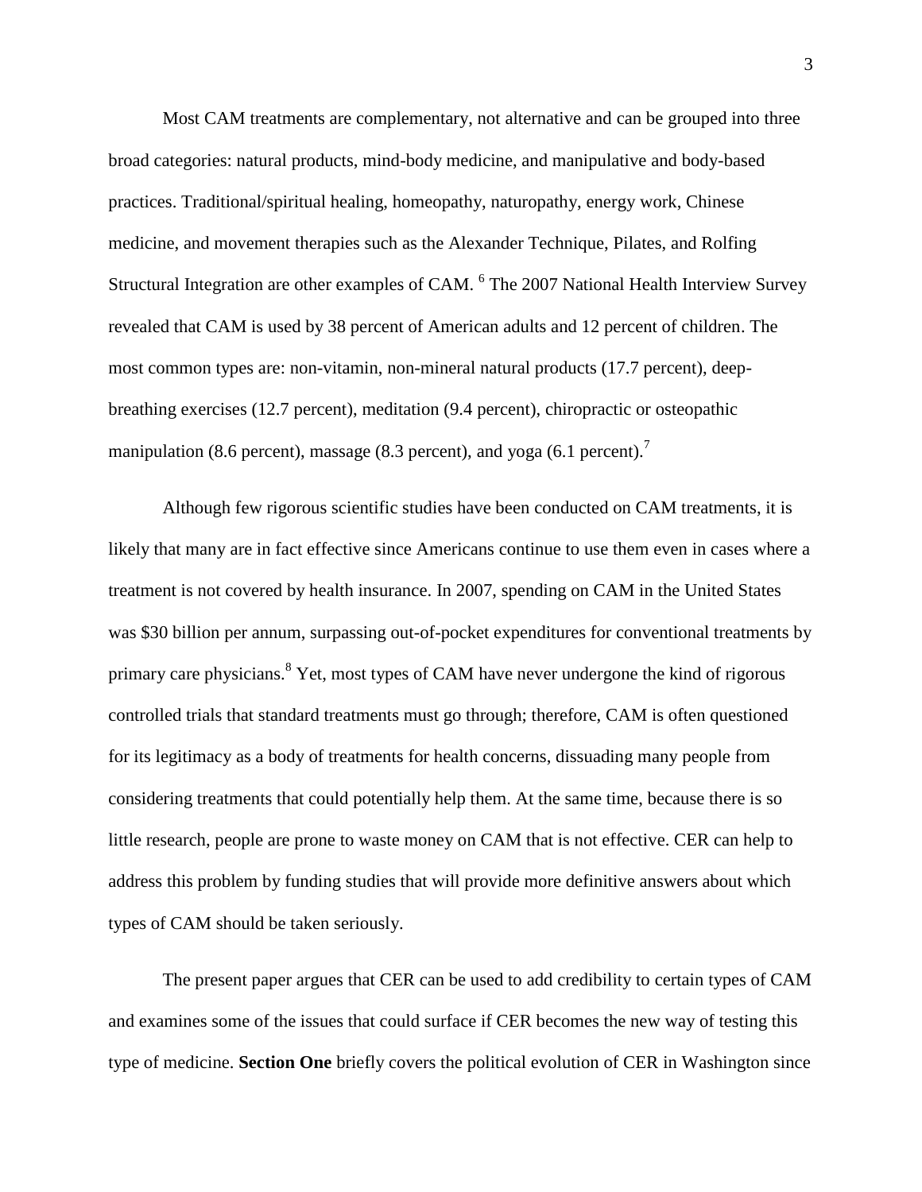Most CAM treatments are complementary, not alternative and can be grouped into three broad categories: natural products, mind-body medicine, and manipulative and body-based practices. Traditional/spiritual healing, homeopathy, naturopathy, energy work, Chinese medicine, and movement therapies such as the Alexander Technique, Pilates, and Rolfing Structural Integration are other examples of CAM. [6] The 2007 National Health Interview Survey revealed that CAM is used by 38 percent of American adults and 12 percent of children. The most common types are: non-vitamin, non-mineral natural products (17.7 percent), deep-breathing exercises (12.7 percent), meditation (9.4 percent), chiropractic or osteopathic manipulation (8.6 percent), massage (8.3 percent), and yoga (6.1 percent).[7]

Although few rigorous scientific studies have been conducted on CAM treatments, it is likely that many are in fact effective since Americans continue to use them even in cases where a treatment is not covered by health insurance. In 2007, spending on CAM in the United States was $30 billion per annum, surpassing out-of-pocket expenditures for conventional treatments by primary care physicians.[8] Yet, most types of CAM have never undergone the kind of rigorous controlled trials that standard treatments must go through; therefore, CAM is often questioned for its legitimacy as a body of treatments for health concerns, dissuading many people from considering treatments that could potentially help them. At the same time, because there is so little research, people are prone to waste money on CAM that is not effective. CER can help to address this problem by funding studies that will provide more definitive answers about which types of CAM should be taken seriously.

The present paper argues that CER can be used to add credibility to certain types of CAM and examines some of the issues that could surface if CER becomes the new way of testing this type of medicine. **Section One** briefly covers the political evolution of CER in Washington since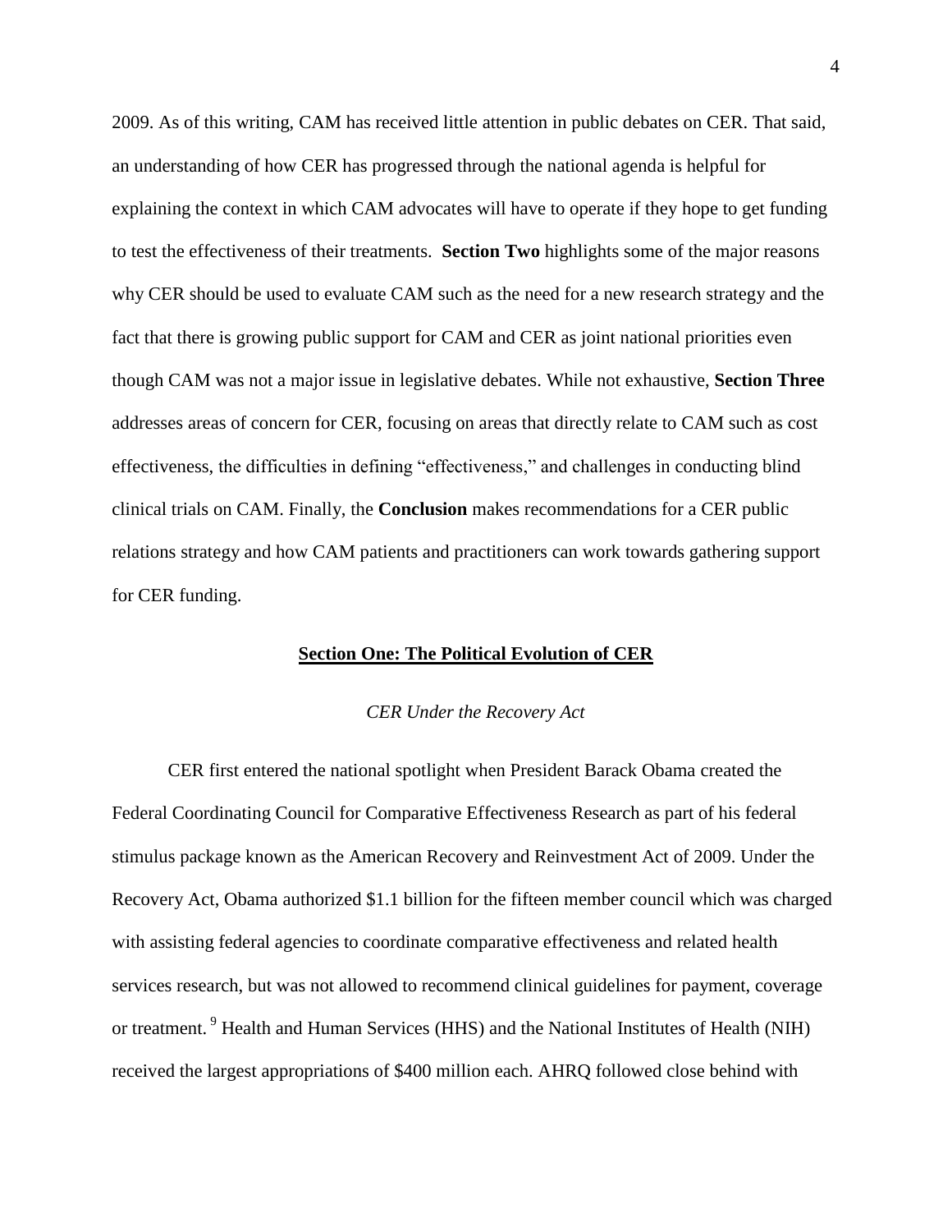2009. As of this writing, CAM has received little attention in public debates on CER. That said, an understanding of how CER has progressed through the national agenda is helpful for explaining the context in which CAM advocates will have to operate if they hope to get funding to test the effectiveness of their treatments. **Section Two** highlights some of the major reasons why CER should be used to evaluate CAM such as the need for a new research strategy and the fact that there is growing public support for CAM and CER as joint national priorities even though CAM was not a major issue in legislative debates. While not exhaustive, **Section Three** addresses areas of concern for CER, focusing on areas that directly relate to CAM such as cost effectiveness, the difficulties in defining "effectiveness," and challenges in conducting blind clinical trials on CAM. Finally, the **Conclusion** makes recommendations for a CER public relations strategy and how CAM patients and practitioners can work towards gathering support for CER funding.

## Section One: The Political Evolution of CER

### *CER Under the Recovery Act*

CER first entered the national spotlight when President Barack Obama created the Federal Coordinating Council for Comparative Effectiveness Research as part of his federal stimulus package known as the American Recovery and Reinvestment Act of 2009. Under the Recovery Act, Obama authorized $1.1 billion for the fifteen member council which was charged with assisting federal agencies to coordinate comparative effectiveness and related health services research, but was not allowed to recommend clinical guidelines for payment, coverage or treatment. [9] Health and Human Services (HHS) and the National Institutes of Health (NIH) received the largest appropriations of $400 million each. AHRQ followed close behind with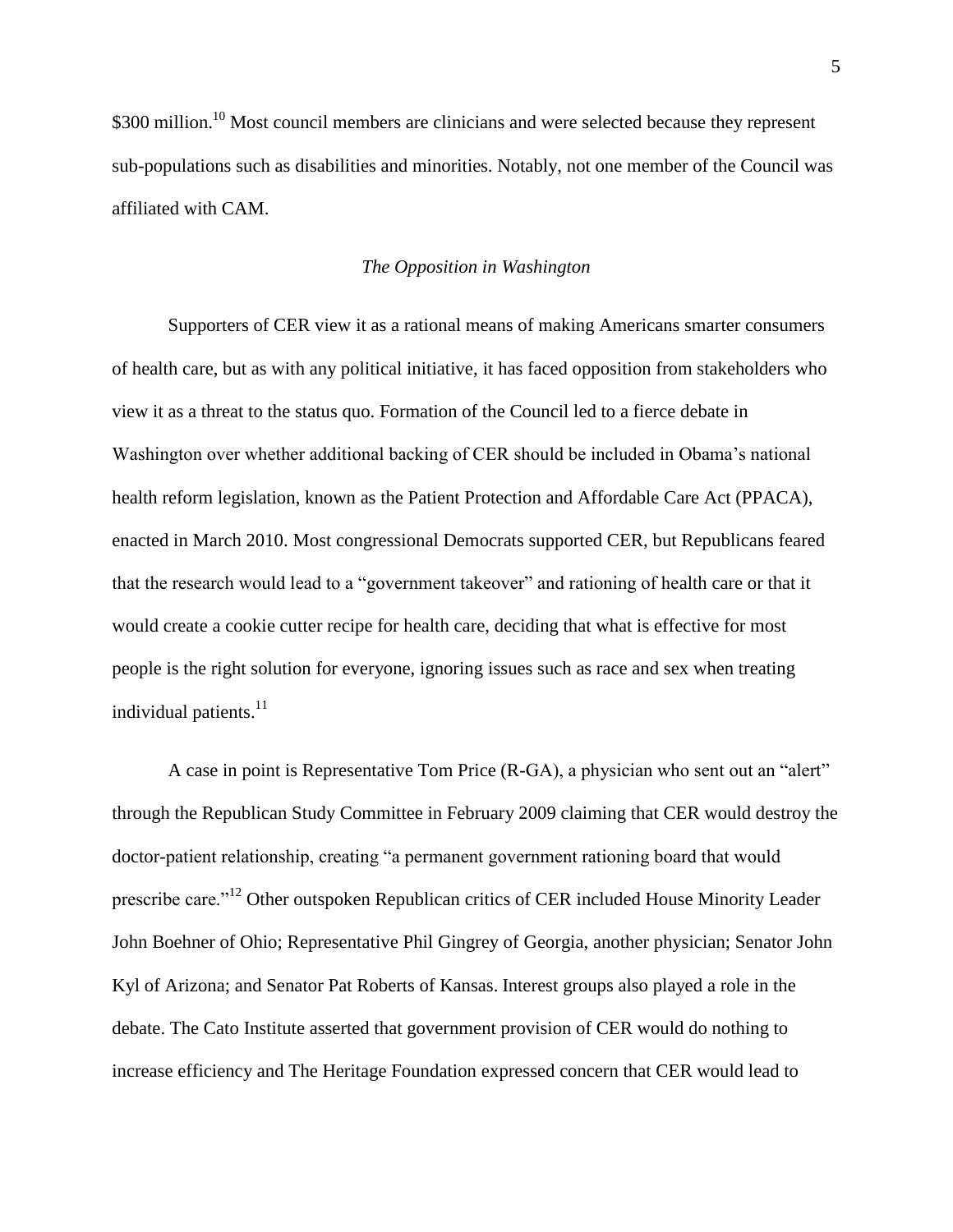$300 million.[10] Most council members are clinicians and were selected because they represent sub-populations such as disabilities and minorities. Notably, not one member of the Council was affiliated with CAM.

### *The Opposition in Washington*

Supporters of CER view it as a rational means of making Americans smarter consumers of health care, but as with any political initiative, it has faced opposition from stakeholders who view it as a threat to the status quo. Formation of the Council led to a fierce debate in Washington over whether additional backing of CER should be included in Obama's national health reform legislation, known as the Patient Protection and Affordable Care Act (PPACA), enacted in March 2010. Most congressional Democrats supported CER, but Republicans feared that the research would lead to a "government takeover" and rationing of health care or that it would create a cookie cutter recipe for health care, deciding that what is effective for most people is the right solution for everyone, ignoring issues such as race and sex when treating individual patients.[11]

A case in point is Representative Tom Price (R-GA), a physician who sent out an "alert" through the Republican Study Committee in February 2009 claiming that CER would destroy the doctor-patient relationship, creating "a permanent government rationing board that would prescribe care."[12] Other outspoken Republican critics of CER included House Minority Leader John Boehner of Ohio; Representative Phil Gingrey of Georgia, another physician; Senator John Kyl of Arizona; and Senator Pat Roberts of Kansas. Interest groups also played a role in the debate. The Cato Institute asserted that government provision of CER would do nothing to increase efficiency and The Heritage Foundation expressed concern that CER would lead to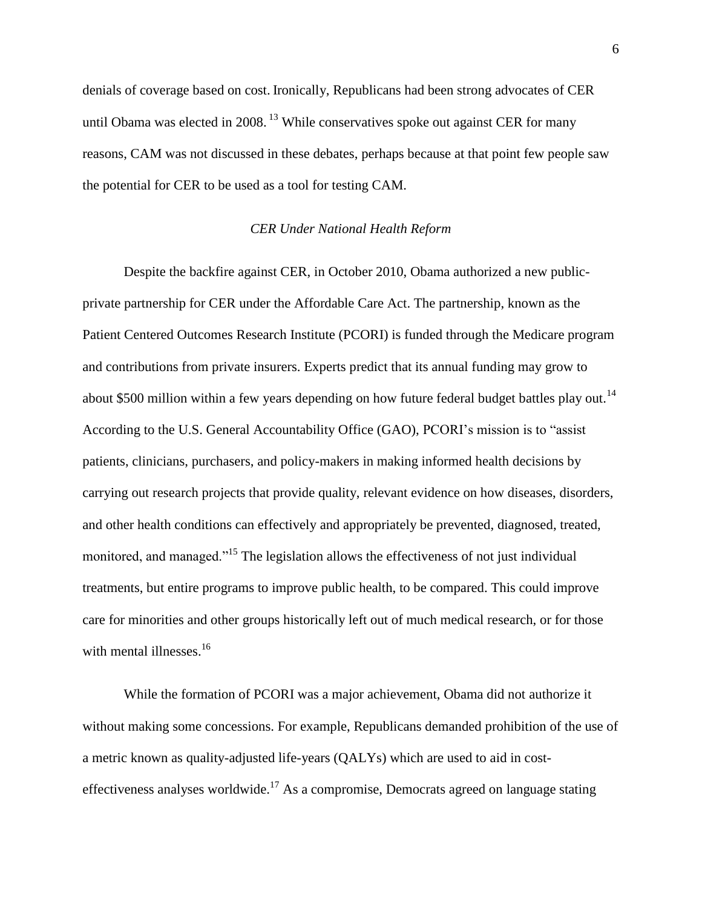denials of coverage based on cost. Ironically, Republicans had been strong advocates of CER until Obama was elected in 2008.[13] While conservatives spoke out against CER for many reasons, CAM was not discussed in these debates, perhaps because at that point few people saw the potential for CER to be used as a tool for testing CAM.

### *CER Under National Health Reform*

Despite the backfire against CER, in October 2010, Obama authorized a new public-private partnership for CER under the Affordable Care Act. The partnership, known as the Patient Centered Outcomes Research Institute (PCORI) is funded through the Medicare program and contributions from private insurers. Experts predict that its annual funding may grow to about $500 million within a few years depending on how future federal budget battles play out.[14] According to the U.S. General Accountability Office (GAO), PCORI's mission is to "assist patients, clinicians, purchasers, and policy-makers in making informed health decisions by carrying out research projects that provide quality, relevant evidence on how diseases, disorders, and other health conditions can effectively and appropriately be prevented, diagnosed, treated, monitored, and managed."[15] The legislation allows the effectiveness of not just individual treatments, but entire programs to improve public health, to be compared. This could improve care for minorities and other groups historically left out of much medical research, or for those with mental illnesses.[16]

While the formation of PCORI was a major achievement, Obama did not authorize it without making some concessions. For example, Republicans demanded prohibition of the use of a metric known as quality-adjusted life-years (QALYs) which are used to aid in cost-effectiveness analyses worldwide.[17] As a compromise, Democrats agreed on language stating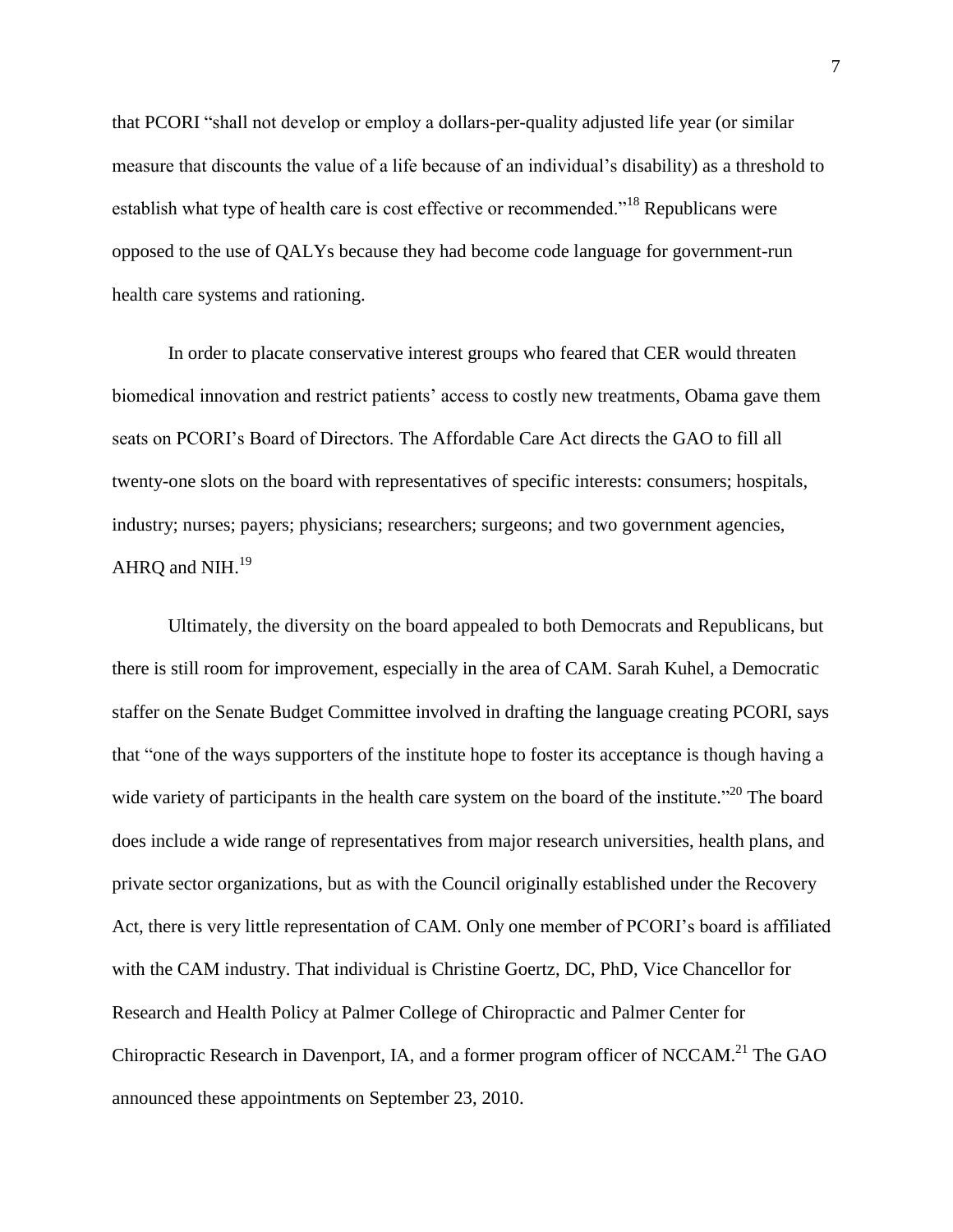that PCORI "shall not develop or employ a dollars-per-quality adjusted life year (or similar measure that discounts the value of a life because of an individual's disability) as a threshold to establish what type of health care is cost effective or recommended."[18] Republicans were opposed to the use of QALYs because they had become code language for government-run health care systems and rationing.

In order to placate conservative interest groups who feared that CER would threaten biomedical innovation and restrict patients' access to costly new treatments, Obama gave them seats on PCORI's Board of Directors. The Affordable Care Act directs the GAO to fill all twenty-one slots on the board with representatives of specific interests: consumers; hospitals, industry; nurses; payers; physicians; researchers; surgeons; and two government agencies, AHRQ and NIH.[19]

Ultimately, the diversity on the board appealed to both Democrats and Republicans, but there is still room for improvement, especially in the area of CAM. Sarah Kuhel, a Democratic staffer on the Senate Budget Committee involved in drafting the language creating PCORI, says that "one of the ways supporters of the institute hope to foster its acceptance is though having a wide variety of participants in the health care system on the board of the institute."[20] The board does include a wide range of representatives from major research universities, health plans, and private sector organizations, but as with the Council originally established under the Recovery Act, there is very little representation of CAM. Only one member of PCORI's board is affiliated with the CAM industry. That individual is Christine Goertz, DC, PhD, Vice Chancellor for Research and Health Policy at Palmer College of Chiropractic and Palmer Center for Chiropractic Research in Davenport, IA, and a former program officer of NCCAM.[21] The GAO announced these appointments on September 23, 2010.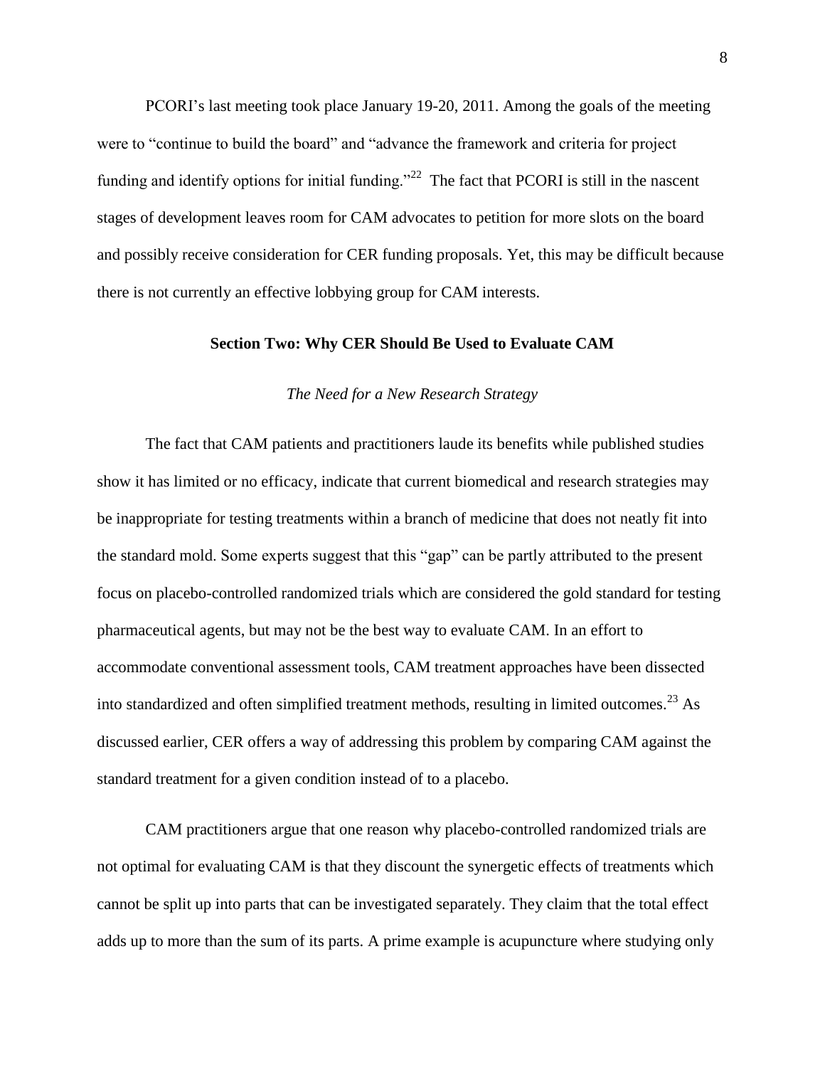PCORI's last meeting took place January 19-20, 2011. Among the goals of the meeting were to "continue to build the board" and "advance the framework and criteria for project funding and identify options for initial funding."[22] The fact that PCORI is still in the nascent stages of development leaves room for CAM advocates to petition for more slots on the board and possibly receive consideration for CER funding proposals. Yet, this may be difficult because there is not currently an effective lobbying group for CAM interests.

## Section Two: Why CER Should Be Used to Evaluate CAM

### *The Need for a New Research Strategy*

The fact that CAM patients and practitioners laude its benefits while published studies show it has limited or no efficacy, indicate that current biomedical and research strategies may be inappropriate for testing treatments within a branch of medicine that does not neatly fit into the standard mold. Some experts suggest that this "gap" can be partly attributed to the present focus on placebo-controlled randomized trials which are considered the gold standard for testing pharmaceutical agents, but may not be the best way to evaluate CAM. In an effort to accommodate conventional assessment tools, CAM treatment approaches have been dissected into standardized and often simplified treatment methods, resulting in limited outcomes.[23] As discussed earlier, CER offers a way of addressing this problem by comparing CAM against the standard treatment for a given condition instead of to a placebo.

CAM practitioners argue that one reason why placebo-controlled randomized trials are not optimal for evaluating CAM is that they discount the synergetic effects of treatments which cannot be split up into parts that can be investigated separately. They claim that the total effect adds up to more than the sum of its parts. A prime example is acupuncture where studying only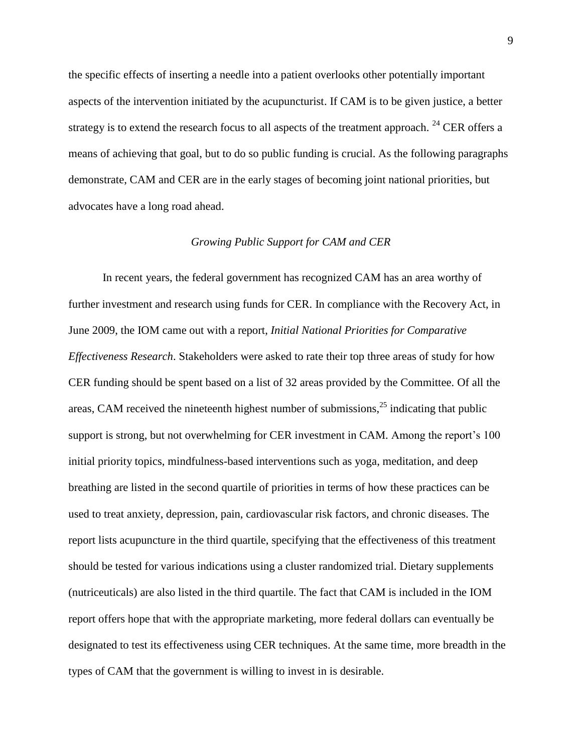the specific effects of inserting a needle into a patient overlooks other potentially important aspects of the intervention initiated by the acupuncturist. If CAM is to be given justice, a better strategy is to extend the research focus to all aspects of the treatment approach. [24] CER offers a means of achieving that goal, but to do so public funding is crucial. As the following paragraphs demonstrate, CAM and CER are in the early stages of becoming joint national priorities, but advocates have a long road ahead.

*Growing Public Support for CAM and CER*

In recent years, the federal government has recognized CAM has an area worthy of further investment and research using funds for CER. In compliance with the Recovery Act, in June 2009, the IOM came out with a report, *Initial National Priorities for Comparative Effectiveness Research*. Stakeholders were asked to rate their top three areas of study for how CER funding should be spent based on a list of 32 areas provided by the Committee. Of all the areas, CAM received the nineteenth highest number of submissions,[25] indicating that public support is strong, but not overwhelming for CER investment in CAM. Among the report's 100 initial priority topics, mindfulness-based interventions such as yoga, meditation, and deep breathing are listed in the second quartile of priorities in terms of how these practices can be used to treat anxiety, depression, pain, cardiovascular risk factors, and chronic diseases. The report lists acupuncture in the third quartile, specifying that the effectiveness of this treatment should be tested for various indications using a cluster randomized trial. Dietary supplements (nutriceuticals) are also listed in the third quartile. The fact that CAM is included in the IOM report offers hope that with the appropriate marketing, more federal dollars can eventually be designated to test its effectiveness using CER techniques. At the same time, more breadth in the types of CAM that the government is willing to invest in is desirable.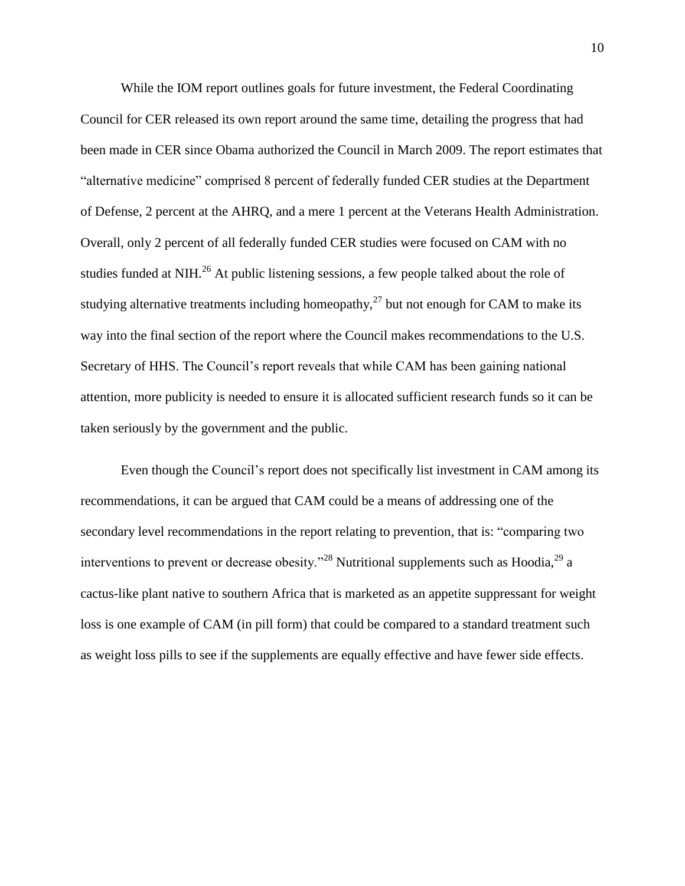While the IOM report outlines goals for future investment, the Federal Coordinating Council for CER released its own report around the same time, detailing the progress that had been made in CER since Obama authorized the Council in March 2009. The report estimates that "alternative medicine" comprised 8 percent of federally funded CER studies at the Department of Defense, 2 percent at the AHRQ, and a mere 1 percent at the Veterans Health Administration. Overall, only 2 percent of all federally funded CER studies were focused on CAM with no studies funded at NIH.[26] At public listening sessions, a few people talked about the role of studying alternative treatments including homeopathy,[27] but not enough for CAM to make its way into the final section of the report where the Council makes recommendations to the U.S. Secretary of HHS. The Council's report reveals that while CAM has been gaining national attention, more publicity is needed to ensure it is allocated sufficient research funds so it can be taken seriously by the government and the public.

Even though the Council's report does not specifically list investment in CAM among its recommendations, it can be argued that CAM could be a means of addressing one of the secondary level recommendations in the report relating to prevention, that is: "comparing two interventions to prevent or decrease obesity."[28] Nutritional supplements such as Hoodia,[29] a cactus-like plant native to southern Africa that is marketed as an appetite suppressant for weight loss is one example of CAM (in pill form) that could be compared to a standard treatment such as weight loss pills to see if the supplements are equally effective and have fewer side effects.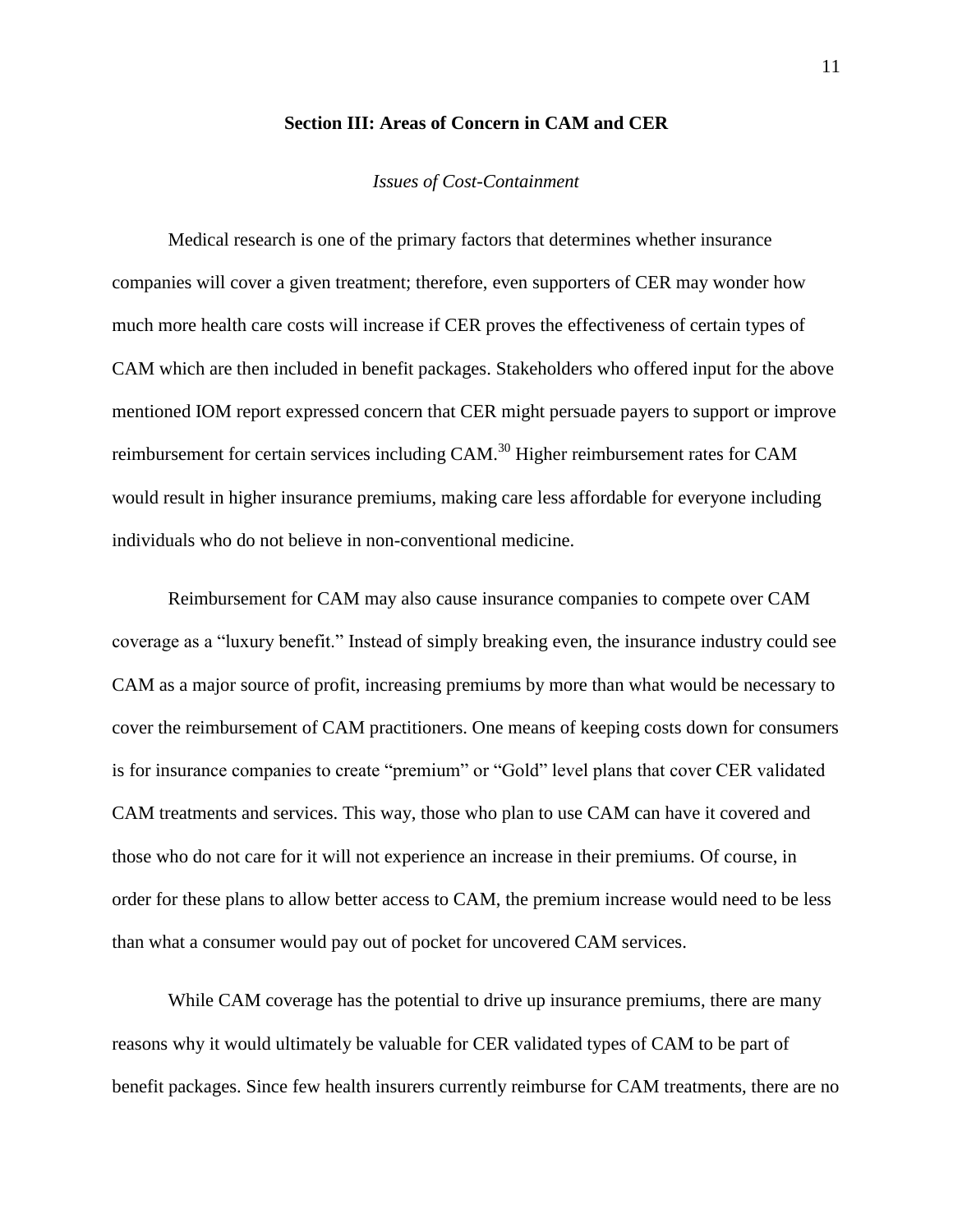## Section III: Areas of Concern in CAM and CER

### *Issues of Cost-Containment*

Medical research is one of the primary factors that determines whether insurance companies will cover a given treatment; therefore, even supporters of CER may wonder how much more health care costs will increase if CER proves the effectiveness of certain types of CAM which are then included in benefit packages. Stakeholders who offered input for the above mentioned IOM report expressed concern that CER might persuade payers to support or improve reimbursement for certain services including CAM.[30] Higher reimbursement rates for CAM would result in higher insurance premiums, making care less affordable for everyone including individuals who do not believe in non-conventional medicine.

Reimbursement for CAM may also cause insurance companies to compete over CAM coverage as a "luxury benefit." Instead of simply breaking even, the insurance industry could see CAM as a major source of profit, increasing premiums by more than what would be necessary to cover the reimbursement of CAM practitioners. One means of keeping costs down for consumers is for insurance companies to create "premium" or "Gold" level plans that cover CER validated CAM treatments and services. This way, those who plan to use CAM can have it covered and those who do not care for it will not experience an increase in their premiums. Of course, in order for these plans to allow better access to CAM, the premium increase would need to be less than what a consumer would pay out of pocket for uncovered CAM services.

While CAM coverage has the potential to drive up insurance premiums, there are many reasons why it would ultimately be valuable for CER validated types of CAM to be part of benefit packages. Since few health insurers currently reimburse for CAM treatments, there are no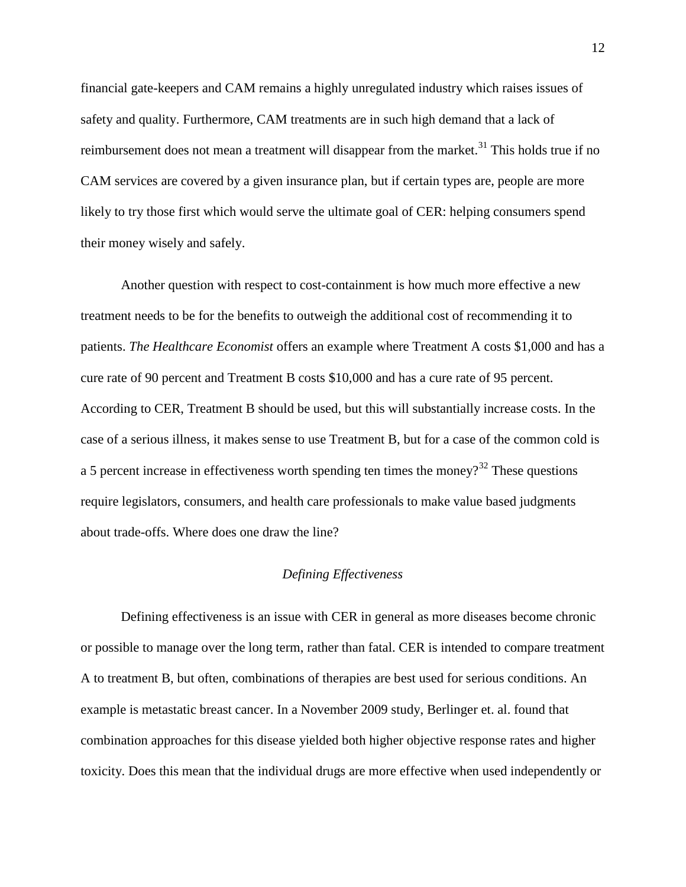financial gate-keepers and CAM remains a highly unregulated industry which raises issues of safety and quality. Furthermore, CAM treatments are in such high demand that a lack of reimbursement does not mean a treatment will disappear from the market.[31] This holds true if no CAM services are covered by a given insurance plan, but if certain types are, people are more likely to try those first which would serve the ultimate goal of CER: helping consumers spend their money wisely and safely.

Another question with respect to cost-containment is how much more effective a new treatment needs to be for the benefits to outweigh the additional cost of recommending it to patients. *The Healthcare Economist* offers an example where Treatment A costs $1,000 and has a cure rate of 90 percent and Treatment B costs $10,000 and has a cure rate of 95 percent. According to CER, Treatment B should be used, but this will substantially increase costs. In the case of a serious illness, it makes sense to use Treatment B, but for a case of the common cold is a 5 percent increase in effectiveness worth spending ten times the money?[32] These questions require legislators, consumers, and health care professionals to make value based judgments about trade-offs. Where does one draw the line?

### *Defining Effectiveness*

Defining effectiveness is an issue with CER in general as more diseases become chronic or possible to manage over the long term, rather than fatal. CER is intended to compare treatment A to treatment B, but often, combinations of therapies are best used for serious conditions. An example is metastatic breast cancer. In a November 2009 study, Berlinger et. al. found that combination approaches for this disease yielded both higher objective response rates and higher toxicity. Does this mean that the individual drugs are more effective when used independently or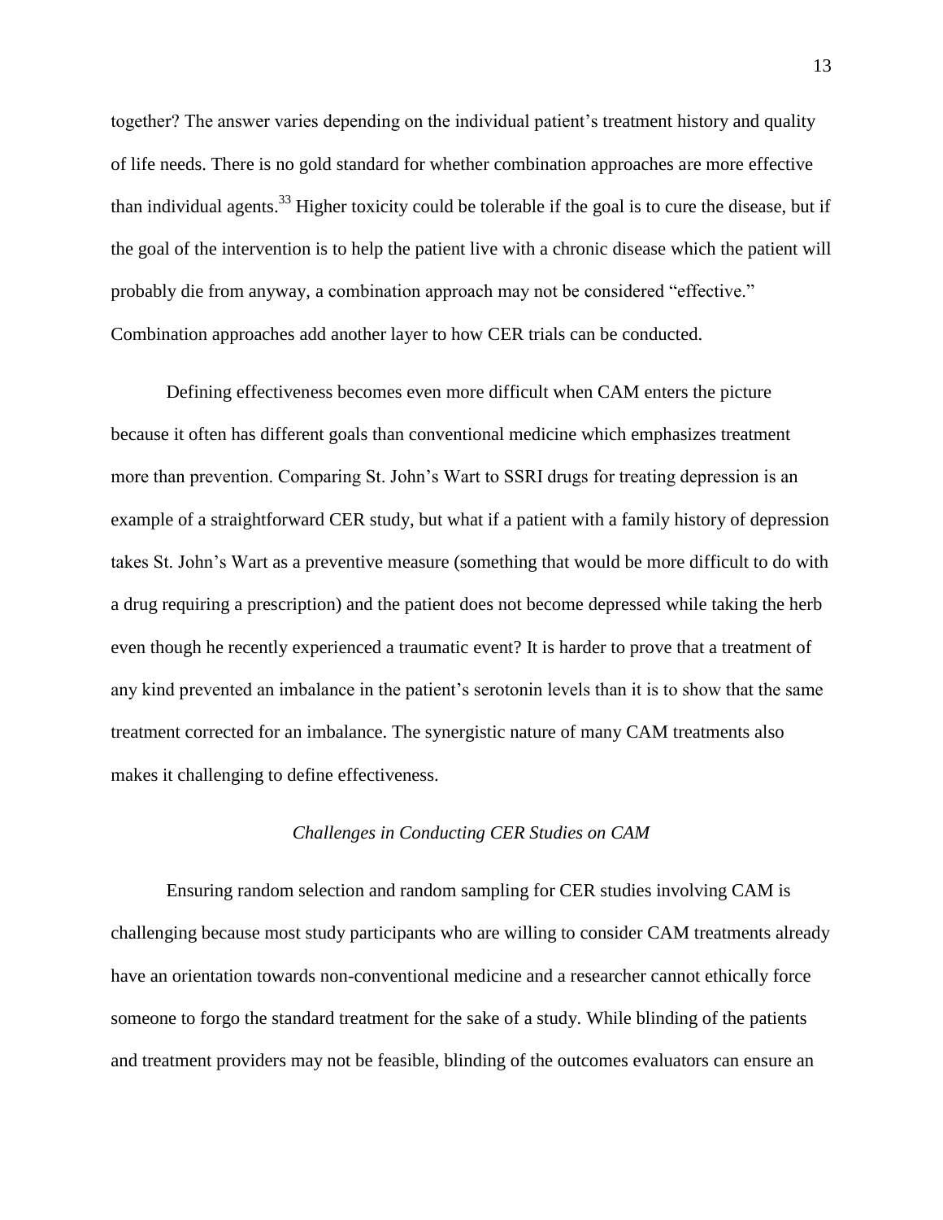together? The answer varies depending on the individual patient's treatment history and quality of life needs. There is no gold standard for whether combination approaches are more effective than individual agents.[33] Higher toxicity could be tolerable if the goal is to cure the disease, but if the goal of the intervention is to help the patient live with a chronic disease which the patient will probably die from anyway, a combination approach may not be considered "effective." Combination approaches add another layer to how CER trials can be conducted.

Defining effectiveness becomes even more difficult when CAM enters the picture because it often has different goals than conventional medicine which emphasizes treatment more than prevention. Comparing St. John's Wart to SSRI drugs for treating depression is an example of a straightforward CER study, but what if a patient with a family history of depression takes St. John's Wart as a preventive measure (something that would be more difficult to do with a drug requiring a prescription) and the patient does not become depressed while taking the herb even though he recently experienced a traumatic event? It is harder to prove that a treatment of any kind prevented an imbalance in the patient's serotonin levels than it is to show that the same treatment corrected for an imbalance. The synergistic nature of many CAM treatments also makes it challenging to define effectiveness.

### *Challenges in Conducting CER Studies on CAM*

Ensuring random selection and random sampling for CER studies involving CAM is challenging because most study participants who are willing to consider CAM treatments already have an orientation towards non-conventional medicine and a researcher cannot ethically force someone to forgo the standard treatment for the sake of a study. While blinding of the patients and treatment providers may not be feasible, blinding of the outcomes evaluators can ensure an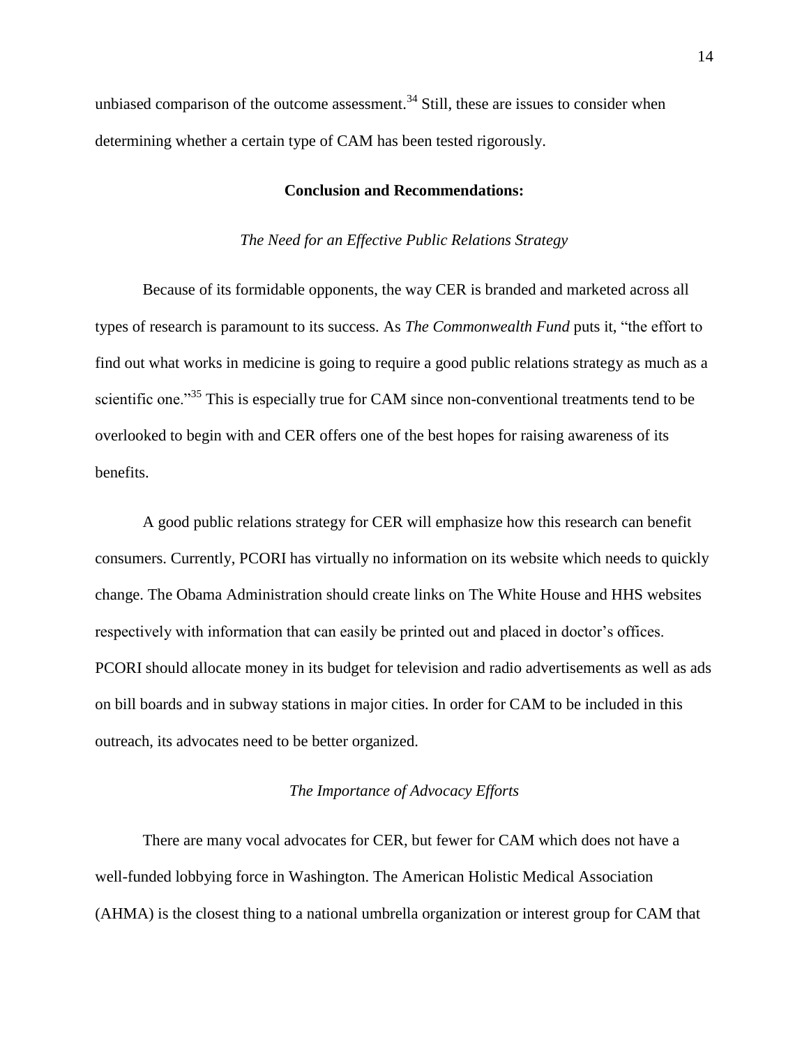unbiased comparison of the outcome assessment.[34] Still, these are issues to consider when determining whether a certain type of CAM has been tested rigorously.

## Conclusion and Recommendations:

### *The Need for an Effective Public Relations Strategy*

Because of its formidable opponents, the way CER is branded and marketed across all types of research is paramount to its success. As *The Commonwealth Fund* puts it, "the effort to find out what works in medicine is going to require a good public relations strategy as much as a scientific one."[35] This is especially true for CAM since non-conventional treatments tend to be overlooked to begin with and CER offers one of the best hopes for raising awareness of its benefits.

A good public relations strategy for CER will emphasize how this research can benefit consumers. Currently, PCORI has virtually no information on its website which needs to quickly change. The Obama Administration should create links on The White House and HHS websites respectively with information that can easily be printed out and placed in doctor's offices. PCORI should allocate money in its budget for television and radio advertisements as well as ads on bill boards and in subway stations in major cities. In order for CAM to be included in this outreach, its advocates need to be better organized.

### *The Importance of Advocacy Efforts*

There are many vocal advocates for CER, but fewer for CAM which does not have a well-funded lobbying force in Washington. The American Holistic Medical Association (AHMA) is the closest thing to a national umbrella organization or interest group for CAM that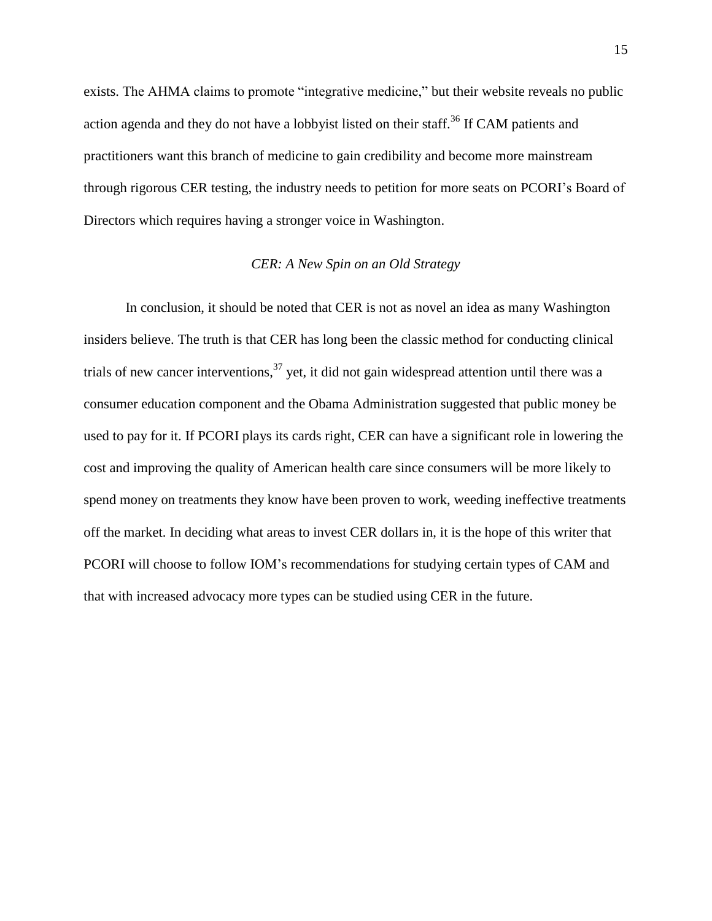exists. The AHMA claims to promote "integrative medicine," but their website reveals no public action agenda and they do not have a lobbyist listed on their staff.[36] If CAM patients and practitioners want this branch of medicine to gain credibility and become more mainstream through rigorous CER testing, the industry needs to petition for more seats on PCORI's Board of Directors which requires having a stronger voice in Washington.

### *CER: A New Spin on an Old Strategy*

In conclusion, it should be noted that CER is not as novel an idea as many Washington insiders believe. The truth is that CER has long been the classic method for conducting clinical trials of new cancer interventions,[37] yet, it did not gain widespread attention until there was a consumer education component and the Obama Administration suggested that public money be used to pay for it. If PCORI plays its cards right, CER can have a significant role in lowering the cost and improving the quality of American health care since consumers will be more likely to spend money on treatments they know have been proven to work, weeding ineffective treatments off the market. In deciding what areas to invest CER dollars in, it is the hope of this writer that PCORI will choose to follow IOM's recommendations for studying certain types of CAM and that with increased advocacy more types can be studied using CER in the future.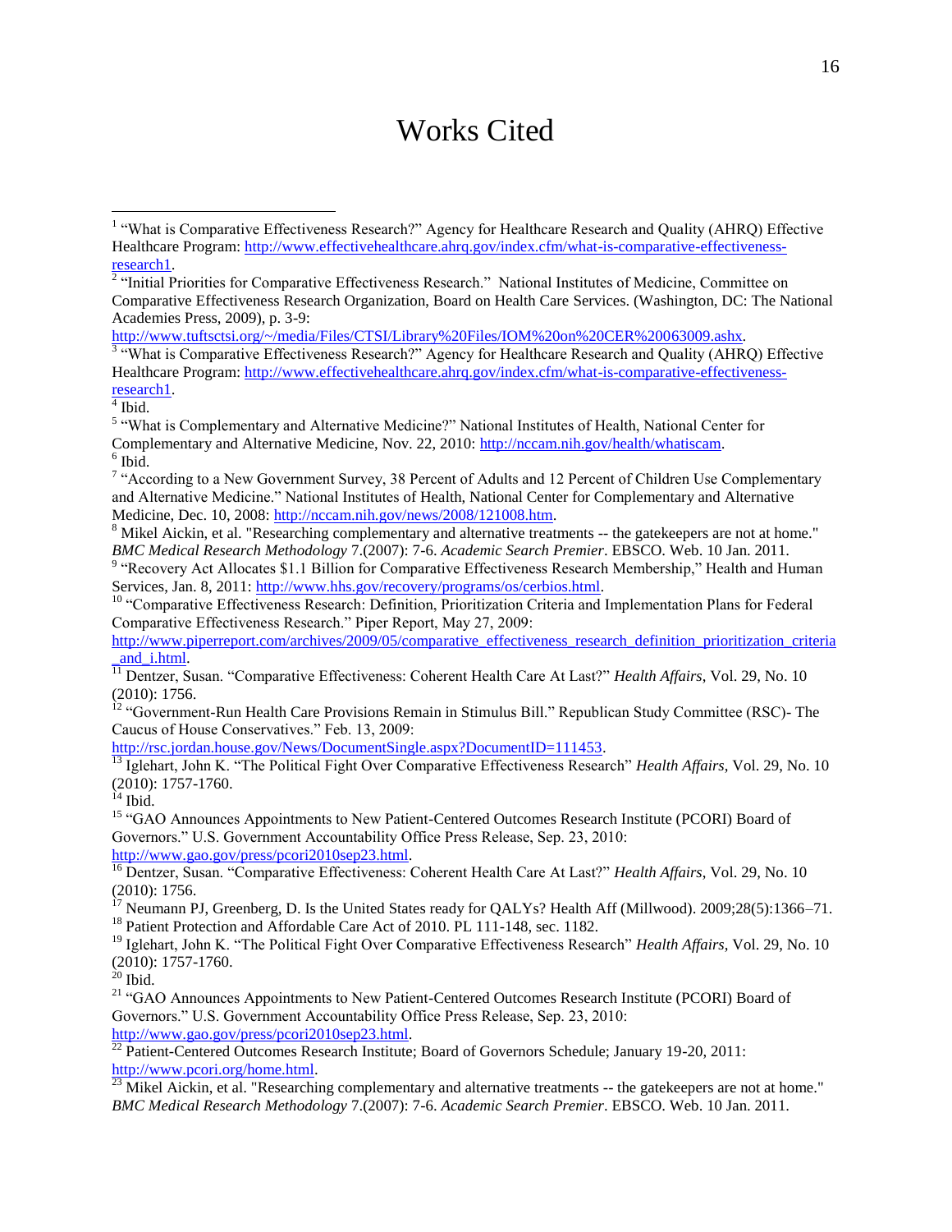# Works Cited

[1] "What is Comparative Effectiveness Research?" Agency for Healthcare Research and Quality (AHRQ) Effective Healthcare Program: http://www.effectivehealthcare.ahrq.gov/index.cfm/what-is-comparative-effectiveness-research1.

[2] "Initial Priorities for Comparative Effectiveness Research." National Institutes of Medicine, Committee on Comparative Effectiveness Research Organization, Board on Health Care Services. (Washington, DC: The National Academies Press, 2009), p. 3-9: http://www.tuftsctsi.org/~/media/Files/CTSI/Library%20Files/IOM%20on%20CER%20063009.ashx.

[3] "What is Comparative Effectiveness Research?" Agency for Healthcare Research and Quality (AHRQ) Effective Healthcare Program: http://www.effectivehealthcare.ahrq.gov/index.cfm/what-is-comparative-effectiveness-research1.

[4] Ibid.

[5] "What is Complementary and Alternative Medicine?" National Institutes of Health, National Center for Complementary and Alternative Medicine, Nov. 22, 2010: http://nccam.nih.gov/health/whatiscam.

[6] Ibid.

[7] "According to a New Government Survey, 38 Percent of Adults and 12 Percent of Children Use Complementary and Alternative Medicine." National Institutes of Health, National Center for Complementary and Alternative Medicine, Dec. 10, 2008: http://nccam.nih.gov/news/2008/121008.htm.

[8] Mikel Aickin, et al. "Researching complementary and alternative treatments -- the gatekeepers are not at home." *BMC Medical Research Methodology* 7.(2007): 7-6. *Academic Search Premier*. EBSCO. Web. 10 Jan. 2011.

[9] "Recovery Act Allocates $1.1 Billion for Comparative Effectiveness Research Membership," Health and Human Services, Jan. 8, 2011: http://www.hhs.gov/recovery/programs/os/cerbios.html.

[10] "Comparative Effectiveness Research: Definition, Prioritization Criteria and Implementation Plans for Federal Comparative Effectiveness Research." Piper Report, May 27, 2009: http://www.piperreport.com/archives/2009/05/comparative_effectiveness_research_definition_prioritization_criteria_and_i.html.

[11] Dentzer, Susan. "Comparative Effectiveness: Coherent Health Care At Last?" *Health Affairs*, Vol. 29, No. 10 (2010): 1756.

[12] "Government-Run Health Care Provisions Remain in Stimulus Bill." Republican Study Committee (RSC)- The Caucus of House Conservatives." Feb. 13, 2009: http://rsc.jordan.house.gov/News/DocumentSingle.aspx?DocumentID=111453.

[13] Iglehart, John K. "The Political Fight Over Comparative Effectiveness Research" *Health Affairs*, Vol. 29, No. 10 (2010): 1757-1760.

[14] Ibid.

[15] "GAO Announces Appointments to New Patient-Centered Outcomes Research Institute (PCORI) Board of Governors." U.S. Government Accountability Office Press Release, Sep. 23, 2010: http://www.gao.gov/press/pcori2010sep23.html.

[16] Dentzer, Susan. "Comparative Effectiveness: Coherent Health Care At Last?" *Health Affairs*, Vol. 29, No. 10 (2010): 1756.

[17] Neumann PJ, Greenberg, D. Is the United States ready for QALYs? Health Aff (Millwood). 2009;28(5):1366–71.

[18] Patient Protection and Affordable Care Act of 2010. PL 111-148, sec. 1182.

[19] Iglehart, John K. "The Political Fight Over Comparative Effectiveness Research" *Health Affairs*, Vol. 29, No. 10 (2010): 1757-1760.

[20] Ibid.

[21] "GAO Announces Appointments to New Patient-Centered Outcomes Research Institute (PCORI) Board of Governors." U.S. Government Accountability Office Press Release, Sep. 23, 2010: http://www.gao.gov/press/pcori2010sep23.html.

[22] Patient-Centered Outcomes Research Institute; Board of Governors Schedule; January 19-20, 2011: http://www.pcori.org/home.html.

[23] Mikel Aickin, et al. "Researching complementary and alternative treatments -- the gatekeepers are not at home." *BMC Medical Research Methodology* 7.(2007): 7-6. *Academic Search Premier*. EBSCO. Web. 10 Jan. 2011.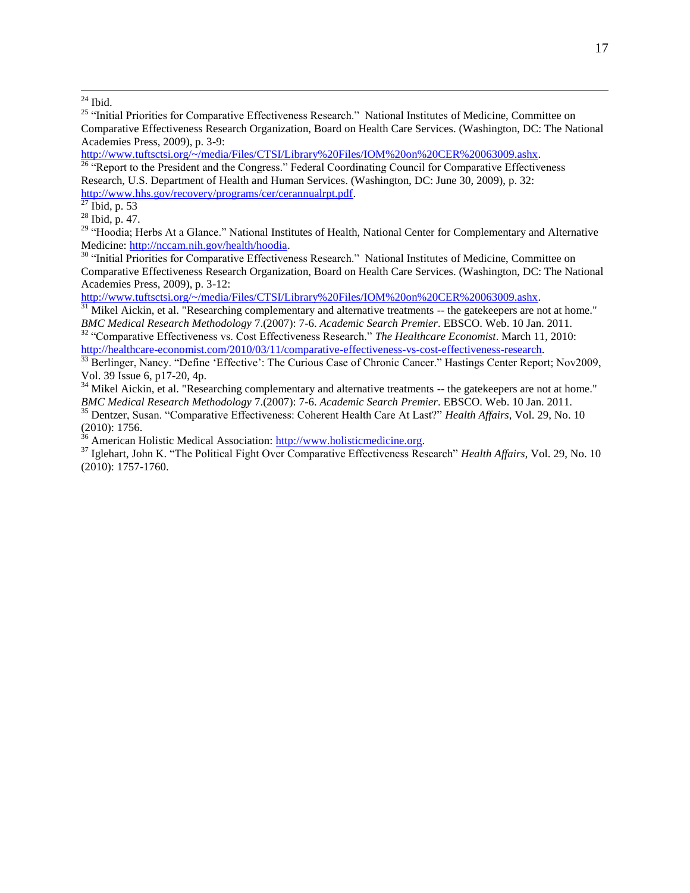[24] Ibid.

[25] "Initial Priorities for Comparative Effectiveness Research." National Institutes of Medicine, Committee on Comparative Effectiveness Research Organization, Board on Health Care Services. (Washington, DC: The National Academies Press, 2009), p. 3-9: http://www.tuftsctsi.org/~/media/Files/CTSI/Library%20Files/IOM%20on%20CER%20063009.ashx.

[26] "Report to the President and the Congress." Federal Coordinating Council for Comparative Effectiveness Research, U.S. Department of Health and Human Services. (Washington, DC: June 30, 2009), p. 32: http://www.hhs.gov/recovery/programs/cer/cerannualrpt.pdf.

[27] Ibid, p. 53

[28] Ibid, p. 47.

[29] "Hoodia; Herbs At a Glance." National Institutes of Health, National Center for Complementary and Alternative Medicine: http://nccam.nih.gov/health/hoodia.

[30] "Initial Priorities for Comparative Effectiveness Research." National Institutes of Medicine, Committee on Comparative Effectiveness Research Organization, Board on Health Care Services. (Washington, DC: The National Academies Press, 2009), p. 3-12: http://www.tuftsctsi.org/~/media/Files/CTSI/Library%20Files/IOM%20on%20CER%20063009.ashx.

[31] Mikel Aickin, et al. "Researching complementary and alternative treatments -- the gatekeepers are not at home." *BMC Medical Research Methodology* 7.(2007): 7-6. *Academic Search Premier*. EBSCO. Web. 10 Jan. 2011.

[32] "Comparative Effectiveness vs. Cost Effectiveness Research." *The Healthcare Economist*. March 11, 2010: http://healthcare-economist.com/2010/03/11/comparative-effectiveness-vs-cost-effectiveness-research.

[33] Berlinger, Nancy. "Define 'Effective': The Curious Case of Chronic Cancer." Hastings Center Report; Nov2009, Vol. 39 Issue 6, p17-20, 4p.

[34] Mikel Aickin, et al. "Researching complementary and alternative treatments -- the gatekeepers are not at home." *BMC Medical Research Methodology* 7.(2007): 7-6. *Academic Search Premier*. EBSCO. Web. 10 Jan. 2011.

[35] Dentzer, Susan. "Comparative Effectiveness: Coherent Health Care At Last?" *Health Affairs*, Vol. 29, No. 10 (2010): 1756.

[36] American Holistic Medical Association: http://www.holisticmedicine.org.

[37] Iglehart, John K. "The Political Fight Over Comparative Effectiveness Research" *Health Affairs*, Vol. 29, No. 10 (2010): 1757-1760.